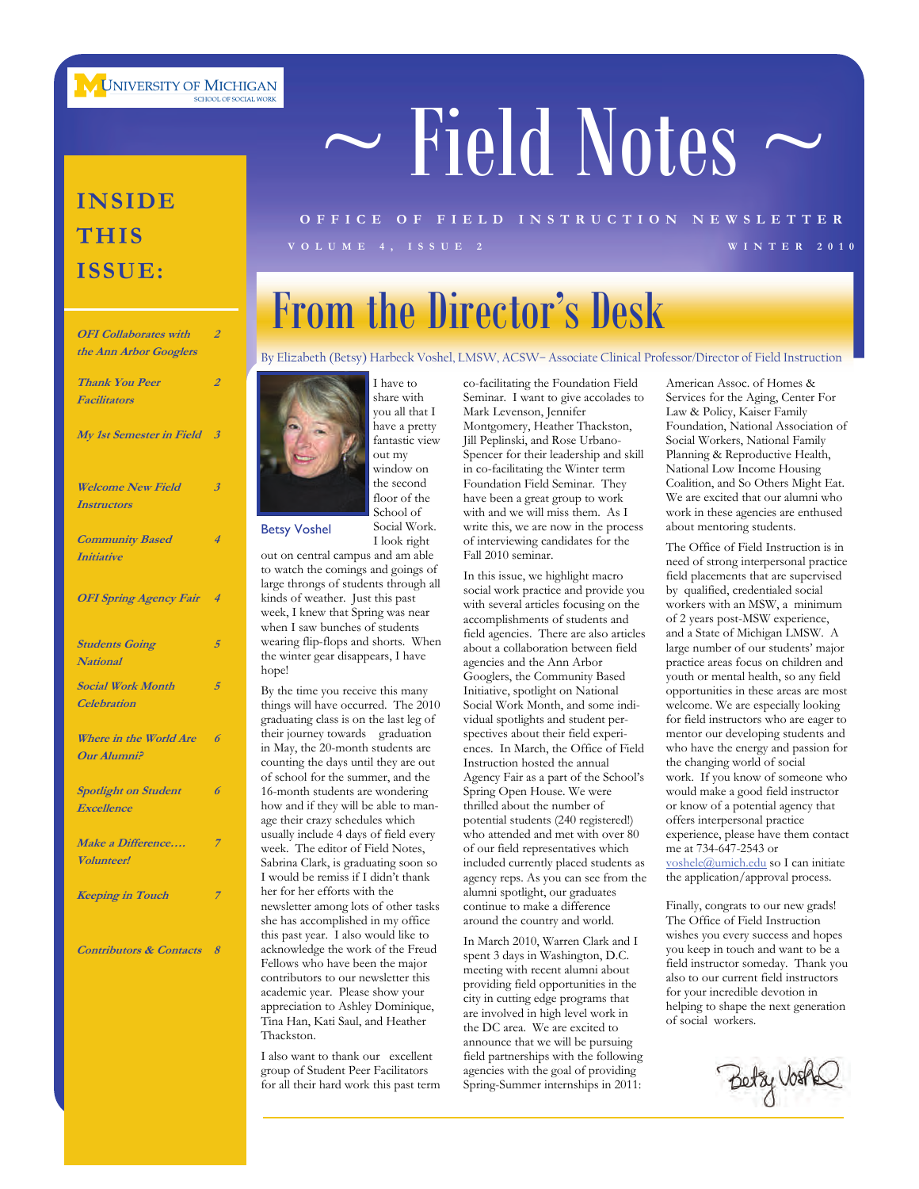UNIVERSITY OF MICHIGAN
SCHOOL OF SOCIAL WORK

# ~ Field Notes ~

OFFICE OF FIELD INSTRUCTION NEWSLETTER

VOLUME 4, ISSUE 2 WINTER 2010

## INSIDE THIS ISSUE:

| | |
|---|---|
| *OFI Collaborates with the Ann Arbor Googlers* | *2* |
| *Thank You Peer Facilitators* | *2* |
| *My 1st Semester in Field* | *3* |
| *Welcome New Field Instructors* | *3* |
| *Community Based Initiative* | *4* |
| *OFI Spring Agency Fair* | *4* |
| *Students Going National* | *5* |
| *Social Work Month Celebration* | *5* |
| *Where in the World Are Our Alumni?* | *6* |
| *Spotlight on Student Excellence* | *6* |
| *Make a Difference…. Volunteer!* | *7* |
| *Keeping in Touch* | *7* |
| *Contributors & Contacts* | *8* |

# From the Director's Desk

By Elizabeth (Betsy) Harbeck Voshel, LMSW, ACSW– Associate Clinical Professor/Director of Field Instruction

Betsy Voshel

I have to share with you all that I have a pretty fantastic view out my window on the second floor of the School of Social Work. I look right out on central campus and am able to watch the comings and goings of large throngs of students through all kinds of weather. Just this past week, I knew that Spring was near when I saw bunches of students wearing flip-flops and shorts. When the winter gear disappears, I have hope!

By the time you receive this many things will have occurred. The 2010 graduating class is on the last leg of their journey towards graduation in May, the 20-month students are counting the days until they are out of school for the summer, and the 16-month students are wondering how and if they will be able to manage their crazy schedules which usually include 4 days of field every week. The editor of Field Notes, Sabrina Clark, is graduating soon so I would be remiss if I didn't thank her for her efforts with the newsletter among lots of other tasks she has accomplished in my office this past year. I also would like to acknowledge the work of the Freud Fellows who have been the major contributors to our newsletter this academic year. Please show your appreciation to Ashley Dominique, Tina Han, Kati Saul, and Heather Thackston.

I also want to thank our excellent group of Student Peer Facilitators for all their hard work this past term co-facilitating the Foundation Field Seminar. I want to give accolades to Mark Levenson, Jennifer Montgomery, Heather Thackston, Jill Peplinski, and Rose Urbano-Spencer for their leadership and skill in co-facilitating the Winter term Foundation Field Seminar. They have been a great group to work with and we will miss them. As I write this, we are now in the process of interviewing candidates for the Fall 2010 seminar.

In this issue, we highlight macro social work practice and provide you with several articles focusing on the accomplishments of students and field agencies. There are also articles about a collaboration between field agencies and the Ann Arbor Googlers, the Community Based Initiative, spotlight on National Social Work Month, and some individual spotlights and student perspectives about their field experiences. In March, the Office of Field Instruction hosted the annual Agency Fair as a part of the School's Spring Open House. We were thrilled about the number of potential students (240 registered!) who attended and met with over 80 of our field representatives which included currently placed students as agency reps. As you can see from the alumni spotlight, our graduates continue to make a difference around the country and world.

In March 2010, Warren Clark and I spent 3 days in Washington, D.C. meeting with recent alumni about providing field opportunities in the city in cutting edge programs that are involved in high level work in the DC area. We are excited to announce that we will be pursuing field partnerships with the following agencies with the goal of providing Spring-Summer internships in 2011: American Assoc. of Homes & Services for the Aging, Center For Law & Policy, Kaiser Family Foundation, National Association of Social Workers, National Family Planning & Reproductive Health, National Low Income Housing Coalition, and So Others Might Eat. We are excited that our alumni who work in these agencies are enthused about mentoring students.

The Office of Field Instruction is in need of strong interpersonal practice field placements that are supervised by qualified, credentialed social workers with an MSW, a minimum of 2 years post-MSW experience, and a State of Michigan LMSW. A large number of our students' major practice areas focus on children and youth or mental health, so any field opportunities in these areas are most welcome. We are especially looking for field instructors who are eager to mentor our developing students and who have the energy and passion for the changing world of social work. If you know of someone who would make a good field instructor or know of a potential agency that offers interpersonal practice experience, please have them contact me at 734-647-2543 or voshele@umich.edu so I can initiate the application/approval process.

Finally, congrats to our new grads! The Office of Field Instruction wishes you every success and hopes you keep in touch and want to be a field instructor someday. Thank you also to our current field instructors for your incredible devotion in helping to shape the next generation of social workers.

Betsy Voshel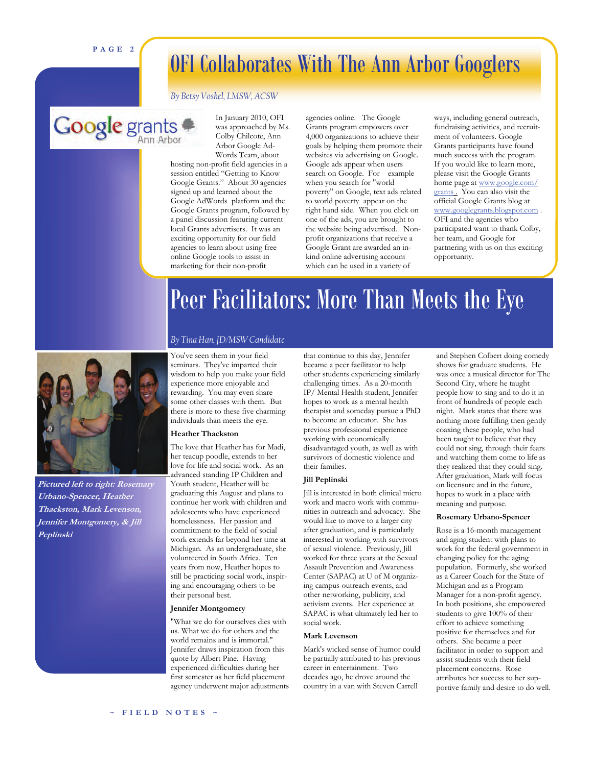# OFI Collaborates With The Ann Arbor Googlers

*By Betsy Voshel, LMSW, ACSW*

In January 2010, OFI was approached by Ms. Colby Chilcote, Ann Arbor Google Ad-Words Team, about hosting non-profit field agencies in a session entitled "Getting to Know Google Grants." About 30 agencies signed up and learned about the Google AdWords platform and the Google Grants program, followed by a panel discussion featuring current local Grants advertisers. It was an exciting opportunity for our field agencies to learn about using free online Google tools to assist in marketing for their non-profit agencies online. The Google Grants program empowers over 4,000 organizations to achieve their goals by helping them promote their websites via advertising on Google. Google ads appear when users search on Google. For example when you search for "world poverty" on Google, text ads related to world poverty appear on the right hand side. When you click on one of the ads, you are brought to the website being advertised. Non-profit organizations that receive a Google Grant are awarded an in-kind online advertising account which can be used in a variety of ways, including general outreach, fundraising activities, and recruitment of volunteers. Google Grants participants have found much success with the program. If you would like to learn more, please visit the Google Grants home page at www.google.com/grants . You can also visit the official Google Grants blog at www.googlegrants.blogspot.com . OFI and the agencies who participated want to thank Colby, her team, and Google for partnering with us on this exciting opportunity.

# Peer Facilitators: More Than Meets the Eye

*By Tina Han, JD/MSW Candidate*

***Pictured left to right: Rosemary Urbano-Spencer, Heather Thackston, Mark Levenson, Jennifer Montgomery, & Jill Peplinski***

You've seen them in your field seminars. They've imparted their wisdom to help you make your field experience more enjoyable and rewarding. You may even share some other classes with them. But there is more to these five charming individuals than meets the eye.

**Heather Thackston**

The love that Heather has for Madi, her teacup poodle, extends to her love for life and social work. As an advanced standing IP Children and Youth student, Heather will be graduating this August and plans to continue her work with children and adolescents who have experienced homelessness. Her passion and commitment to the field of social work extends far beyond her time at Michigan. As an undergraduate, she volunteered in South Africa. Ten years from now, Heather hopes to still be practicing social work, inspiring and encouraging others to be their personal best.

**Jennifer Montgomery**

"What we do for ourselves dies with us. What we do for others and the world remains and is immortal." Jennifer draws inspiration from this quote by Albert Pine. Having experienced difficulties during her first semester as her field placement agency underwent major adjustments that continue to this day, Jennifer became a peer facilitator to help other students experiencing similarly challenging times. As a 20-month IP/ Mental Health student, Jennifer hopes to work as a mental health therapist and someday pursue a PhD to become an educator. She has previous professional experience working with economically disadvantaged youth, as well as with survivors of domestic violence and their families.

**Jill Peplinski**

Jill is interested in both clinical micro work and macro work with communities in outreach and advocacy. She would like to move to a larger city after graduation, and is particularly interested in working with survivors of sexual violence. Previously, Jill worked for three years at the Sexual Assault Prevention and Awareness Center (SAPAC) at U of M organizing campus outreach events, and other networking, publicity, and activism events. Her experience at SAPAC is what ultimately led her to social work.

**Mark Levenson**

Mark's wicked sense of humor could be partially attributed to his previous career in entertainment. Two decades ago, he drove around the country in a van with Steven Carrell and Stephen Colbert doing comedy shows for graduate students. He was once a musical director for The Second City, where he taught people how to sing and to do it in front of hundreds of people each night. Mark states that there was nothing more fulfilling then gently coaxing these people, who had been taught to believe that they could not sing, through their fears and watching them come to life as they realized that they could sing. After graduation, Mark will focus on licensure and in the future, hopes to work in a place with meaning and purpose.

**Rosemary Urbano-Spencer**

Rose is a 16-month management and aging student with plans to work for the federal government in changing policy for the aging population. Formerly, she worked as a Career Coach for the State of Michigan and as a Program Manager for a non-profit agency. In both positions, she empowered students to give 100% of their effort to achieve something positive for themselves and for others. She became a peer facilitator in order to support and assist students with their field placement concerns. Rose attributes her success to her supportive family and desire to do well.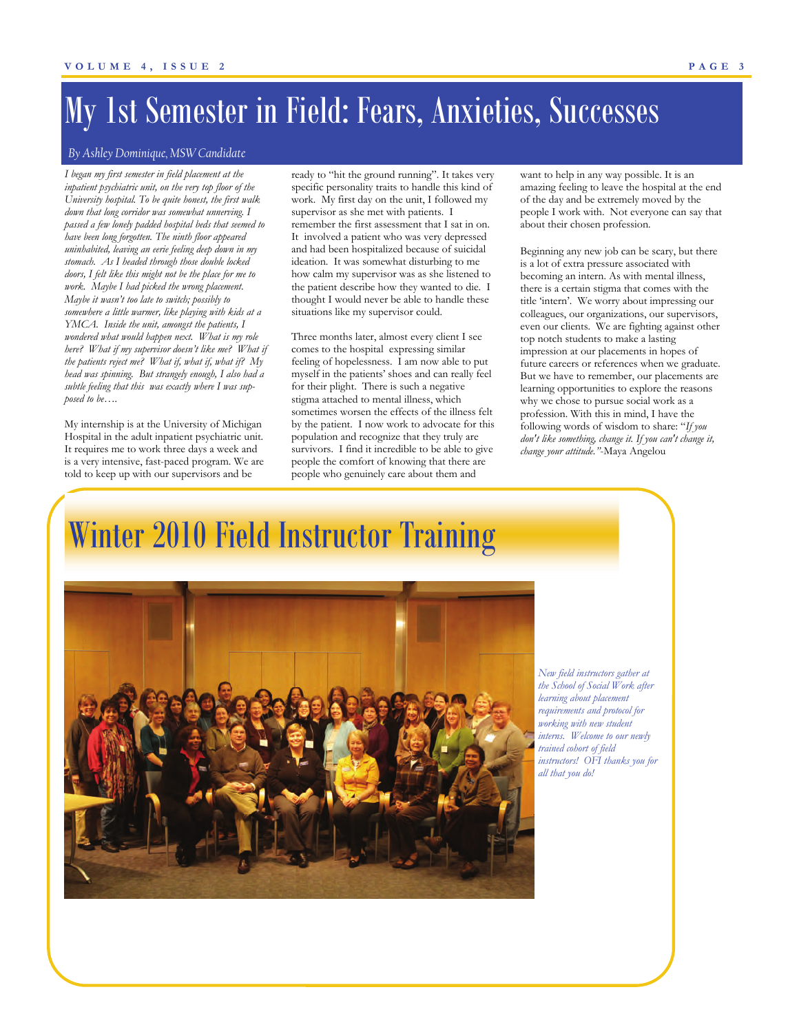# My 1st Semester in Field: Fears, Anxieties, Successes

*By Ashley Dominique, MSW Candidate*

*I began my first semester in field placement at the inpatient psychiatric unit, on the very top floor of the University hospital. To be quite honest, the first walk down that long corridor was somewhat unnerving. I passed a few lonely padded hospital beds that seemed to have been long forgotten. The ninth floor appeared uninhabited, leaving an eerie feeling deep down in my stomach. As I headed through those double locked doors, I felt like this might not be the place for me to work. Maybe I had picked the wrong placement. Maybe it wasn't too late to switch; possibly to somewhere a little warmer, like playing with kids at a YMCA. Inside the unit, amongst the patients, I wondered what would happen next. What is my role here? What if my supervisor doesn't like me? What if the patients reject me? What if, what if, what if? My head was spinning. But strangely enough, I also had a subtle feeling that this was exactly where I was supposed to be….*

My internship is at the University of Michigan Hospital in the adult inpatient psychiatric unit. It requires me to work three days a week and is a very intensive, fast-paced program. We are told to keep up with our supervisors and be ready to "hit the ground running". It takes very specific personality traits to handle this kind of work. My first day on the unit, I followed my supervisor as she met with patients. I remember the first assessment that I sat in on. It involved a patient who was very depressed and had been hospitalized because of suicidal ideation. It was somewhat disturbing to me how calm my supervisor was as she listened to the patient describe how they wanted to die. I thought I would never be able to handle these situations like my supervisor could.

Three months later, almost every client I see comes to the hospital expressing similar feeling of hopelessness. I am now able to put myself in the patients' shoes and can really feel for their plight. There is such a negative stigma attached to mental illness, which sometimes worsen the effects of the illness felt by the patient. I now work to advocate for this population and recognize that they truly are survivors. I find it incredible to be able to give people the comfort of knowing that there are people who genuinely care about them and want to help in any way possible. It is an amazing feeling to leave the hospital at the end of the day and be extremely moved by the people I work with. Not everyone can say that about their chosen profession.

Beginning any new job can be scary, but there is a lot of extra pressure associated with becoming an intern. As with mental illness, there is a certain stigma that comes with the title 'intern'. We worry about impressing our colleagues, our organizations, our supervisors, even our clients. We are fighting against other top notch students to make a lasting impression at our placements in hopes of future careers or references when we graduate. But we have to remember, our placements are learning opportunities to explore the reasons why we chose to pursue social work as a profession. With this in mind, I have the following words of wisdom to share: "*If you don't like something, change it. If you can't change it, change your attitude.*"-Maya Angelou

# Winter 2010 Field Instructor Training

*New field instructors gather at the School of Social Work after learning about placement requirements and protocol for working with new student interns. Welcome to our newly trained cohort of field instructors! OFI thanks you for all that you do!*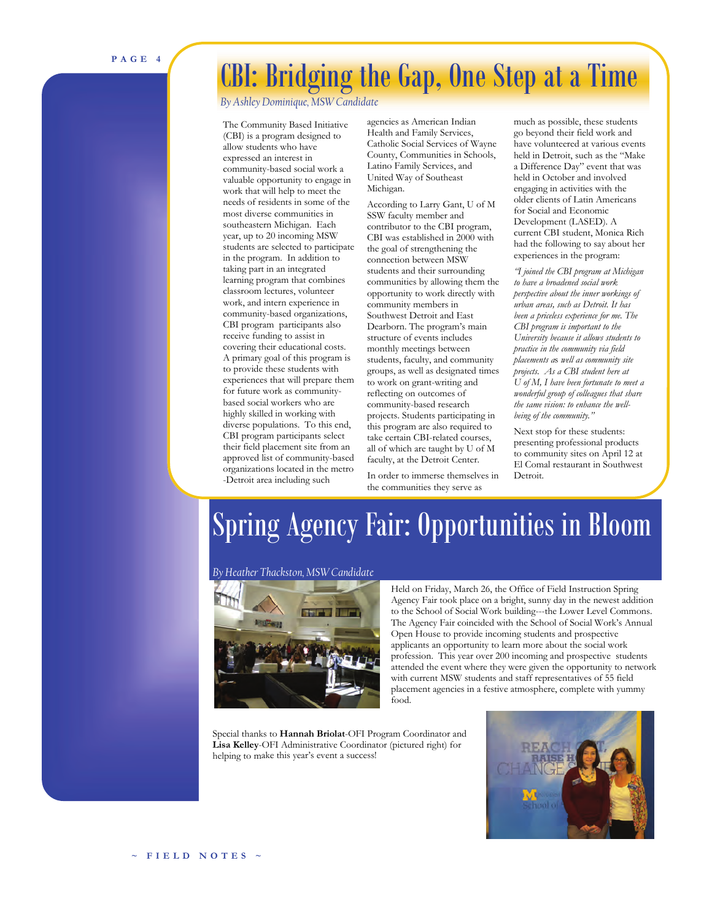# CBI: Bridging the Gap, One Step at a Time

*By Ashley Dominique, MSW Candidate*

The Community Based Initiative (CBI) is a program designed to allow students who have expressed an interest in community-based social work a valuable opportunity to engage in work that will help to meet the needs of residents in some of the most diverse communities in southeastern Michigan. Each year, up to 20 incoming MSW students are selected to participate in the program. In addition to taking part in an integrated learning program that combines classroom lectures, volunteer work, and intern experience in community-based organizations, CBI program participants also receive funding to assist in covering their educational costs. A primary goal of this program is to provide these students with experiences that will prepare them for future work as community-based social workers who are highly skilled in working with diverse populations. To this end, CBI program participants select their field placement site from an approved list of community-based organizations located in the metro-Detroit area including such agencies as American Indian Health and Family Services, Catholic Social Services of Wayne County, Communities in Schools, Latino Family Services, and United Way of Southeast Michigan.

According to Larry Gant, U of M SSW faculty member and contributor to the CBI program, CBI was established in 2000 with the goal of strengthening the connection between MSW students and their surrounding communities by allowing them the opportunity to work directly with community members in Southwest Detroit and East Dearborn. The program's main structure of events includes monthly meetings between students, faculty, and community groups, as well as designated times to work on grant-writing and reflecting on outcomes of community-based research projects. Students participating in this program are also required to take certain CBI-related courses, all of which are taught by U of M faculty, at the Detroit Center.

In order to immerse themselves in the communities they serve as much as possible, these students go beyond their field work and have volunteered at various events held in Detroit, such as the "Make a Difference Day" event that was held in October and involved engaging in activities with the older clients of Latin Americans for Social and Economic Development (LASED). A current CBI student, Monica Rich had the following to say about her experiences in the program:

*"I joined the CBI program at Michigan to have a broadened social work perspective about the inner workings of urban areas, such as Detroit. It has been a priceless experience for me. The CBI program is important to the University because it allows students to practice in the community via field placements as well as community site projects. As a CBI student here at U of M, I have been fortunate to meet a wonderful group of colleagues that share the same vision: to enhance the well-being of the community."*

Next stop for these students: presenting professional products to community sites on April 12 at El Comal restaurant in Southwest Detroit.

# Spring Agency Fair: Opportunities in Bloom

*By Heather Thackston, MSW Candidate*

Held on Friday, March 26, the Office of Field Instruction Spring Agency Fair took place on a bright, sunny day in the newest addition to the School of Social Work building---the Lower Level Commons. The Agency Fair coincided with the School of Social Work's Annual Open House to provide incoming students and prospective applicants an opportunity to learn more about the social work profession. This year over 200 incoming and prospective students attended the event where they were given the opportunity to network with current MSW students and staff representatives of 55 field placement agencies in a festive atmosphere, complete with yummy food.

Special thanks to **Hannah Briolat**-OFI Program Coordinator and **Lisa Kelley**-OFI Administrative Coordinator (pictured right) for helping to make this year's event a success!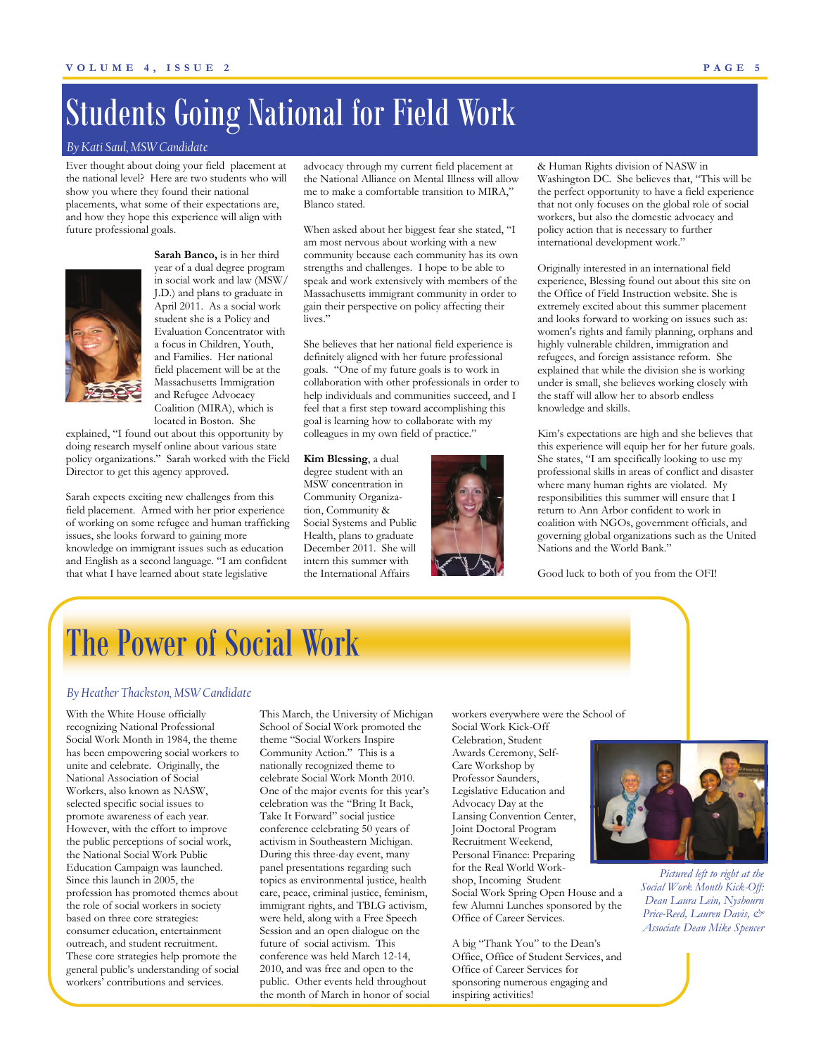# Students Going National for Field Work

*By Kati Saul, MSW Candidate*

Ever thought about doing your field placement at the national level? Here are two students who will show you where they found their national placements, what some of their expectations are, and how they hope this experience will align with future professional goals.

**Sarah Banco,** is in her third year of a dual degree program in social work and law (MSW/ J.D.) and plans to graduate in April 2011. As a social work student she is a Policy and Evaluation Concentrator with a focus in Children, Youth, and Families. Her national field placement will be at the Massachusetts Immigration and Refugee Advocacy Coalition (MIRA), which is located in Boston. She explained, "I found out about this opportunity by doing research myself online about various state policy organizations." Sarah worked with the Field Director to get this agency approved.

Sarah expects exciting new challenges from this field placement. Armed with her prior experience of working on some refugee and human trafficking issues, she looks forward to gaining more knowledge on immigrant issues such as education and English as a second language. "I am confident that what I have learned about state legislative advocacy through my current field placement at the National Alliance on Mental Illness will allow me to make a comfortable transition to MIRA," Blanco stated.

When asked about her biggest fear she stated, "I am most nervous about working with a new community because each community has its own strengths and challenges. I hope to be able to speak and work extensively with members of the Massachusetts immigrant community in order to gain their perspective on policy affecting their lives."

She believes that her national field experience is definitely aligned with her future professional goals. "One of my future goals is to work in collaboration with other professionals in order to help individuals and communities succeed, and I feel that a first step toward accomplishing this goal is learning how to collaborate with my colleagues in my own field of practice."

**Kim Blessing**, a dual degree student with an MSW concentration in Community Organization, Community & Social Systems and Public Health, plans to graduate December 2011. She will intern this summer with the International Affairs & Human Rights division of NASW in Washington DC. She believes that, "This will be the perfect opportunity to have a field experience that not only focuses on the global role of social workers, but also the domestic advocacy and policy action that is necessary to further international development work."

Originally interested in an international field experience, Blessing found out about this site on the Office of Field Instruction website. She is extremely excited about this summer placement and looks forward to working on issues such as: women's rights and family planning, orphans and highly vulnerable children, immigration and refugees, and foreign assistance reform. She explained that while the division she is working under is small, she believes working closely with the staff will allow her to absorb endless knowledge and skills.

Kim's expectations are high and she believes that this experience will equip her for her future goals. She states, "I am specifically looking to use my professional skills in areas of conflict and disaster where many human rights are violated. My responsibilities this summer will ensure that I return to Ann Arbor confident to work in coalition with NGOs, government officials, and governing global organizations such as the United Nations and the World Bank."

Good luck to both of you from the OFI!

# The Power of Social Work

*By Heather Thackston, MSW Candidate*

With the White House officially recognizing National Professional Social Work Month in 1984, the theme has been empowering social workers to unite and celebrate. Originally, the National Association of Social Workers, also known as NASW, selected specific social issues to promote awareness of each year. However, with the effort to improve the public perceptions of social work, the National Social Work Public Education Campaign was launched. Since this launch in 2005, the profession has promoted themes about the role of social workers in society based on three core strategies: consumer education, entertainment outreach, and student recruitment. These core strategies help promote the general public's understanding of social workers' contributions and services.

This March, the University of Michigan School of Social Work promoted the theme "Social Workers Inspire Community Action." This is a nationally recognized theme to celebrate Social Work Month 2010. One of the major events for this year's celebration was the "Bring It Back, Take It Forward" social justice conference celebrating 50 years of activism in Southeastern Michigan. During this three-day event, many panel presentations regarding such topics as environmental justice, health care, peace, criminal justice, feminism, immigrant rights, and TBLG activism, were held, along with a Free Speech Session and an open dialogue on the future of social activism. This conference was held March 12-14, 2010, and was free and open to the public. Other events held throughout the month of March in honor of social workers everywhere were the School of Social Work Kick-Off Celebration, Student Awards Ceremony, Self-Care Workshop by Professor Saunders, Legislative Education and Advocacy Day at the Lansing Convention Center, Joint Doctoral Program Recruitment Weekend, Personal Finance: Preparing for the Real World Workshop, Incoming Student Social Work Spring Open House and a few Alumni Lunches sponsored by the Office of Career Services.

A big "Thank You" to the Dean's Office, Office of Student Services, and Office of Career Services for sponsoring numerous engaging and inspiring activities!

*Pictured left to right at the Social Work Month Kick-Off: Dean Laura Lein, Nyshourn Price-Reed, Lauren Davis, & Associate Dean Mike Spencer*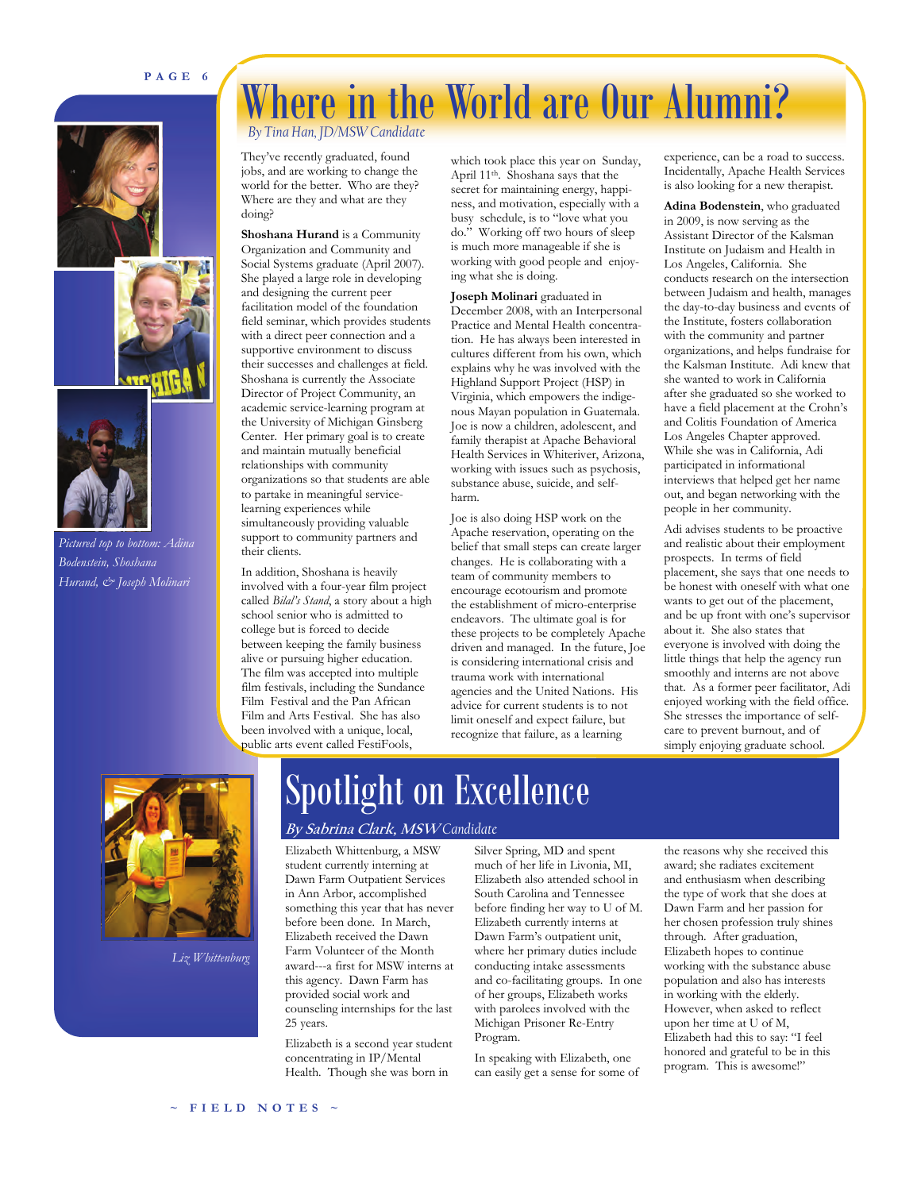# Where in the World are Our Alumni?

*By Tina Han, JD/MSW Candidate*

They've recently graduated, found jobs, and are working to change the world for the better. Who are they? Where are they and what are they doing?

**Shoshana Hurand** is a Community Organization and Community and Social Systems graduate (April 2007). She played a large role in developing and designing the current peer facilitation model of the foundation field seminar, which provides students with a direct peer connection and a supportive environment to discuss their successes and challenges at field. Shoshana is currently the Associate Director of Project Community, an academic service-learning program at the University of Michigan Ginsberg Center. Her primary goal is to create and maintain mutually beneficial relationships with community organizations so that students are able to partake in meaningful service-learning experiences while simultaneously providing valuable support to community partners and their clients.

In addition, Shoshana is heavily involved with a four-year film project called *Bilal's Stand*, a story about a high school senior who is admitted to college but is forced to decide between keeping the family business alive or pursuing higher education. The film was accepted into multiple film festivals, including the Sundance Film Festival and the Pan African Film and Arts Festival. She has also been involved with a unique, local, public arts event called FestiFools, which took place this year on Sunday, April 11th. Shoshana says that the secret for maintaining energy, happiness, and motivation, especially with a busy schedule, is to "love what you do." Working off two hours of sleep is much more manageable if she is working with good people and enjoying what she is doing.

**Joseph Molinari** graduated in December 2008, with an Interpersonal Practice and Mental Health concentration. He has always been interested in cultures different from his own, which explains why he was involved with the Highland Support Project (HSP) in Virginia, which empowers the indigenous Mayan population in Guatemala. Joe is now a children, adolescent, and family therapist at Apache Behavioral Health Services in Whiteriver, Arizona, working with issues such as psychosis, substance abuse, suicide, and self-harm.

Joe is also doing HSP work on the Apache reservation, operating on the belief that small steps can create larger changes. He is collaborating with a team of community members to encourage ecotourism and promote the establishment of micro-enterprise endeavors. The ultimate goal is for these projects to be completely Apache driven and managed. In the future, Joe is considering international crisis and trauma work with international agencies and the United Nations. His advice for current students is to not limit oneself and expect failure, but recognize that failure, as a learning experience, can be a road to success. Incidentally, Apache Health Services is also looking for a new therapist.

**Adina Bodenstein**, who graduated in 2009, is now serving as the Assistant Director of the Kalsman Institute on Judaism and Health in Los Angeles, California. She conducts research on the intersection between Judaism and health, manages the day-to-day business and events of the Institute, fosters collaboration with the community and partner organizations, and helps fundraise for the Kalsman Institute. Adi knew that she wanted to work in California after she graduated so she worked to have a field placement at the Crohn's and Colitis Foundation of America Los Angeles Chapter approved. While she was in California, Adi participated in informational interviews that helped get her name out, and began networking with the people in her community.

Adi advises students to be proactive and realistic about their employment prospects. In terms of field placement, she says that one needs to be honest with oneself with what one wants to get out of the placement, and be up front with one's supervisor about it. She also states that everyone is involved with doing the little things that help the agency run smoothly and interns are not above that. As a former peer facilitator, Adi enjoyed working with the field office. She stresses the importance of self-care to prevent burnout, and of simply enjoying graduate school.

*Pictured top to bottom: Adina Bodenstein, Shoshana Hurand, & Joseph Molinari*

# Spotlight on Excellence

*By Sabrina Clark, MSW Candidate*

Elizabeth Whittenburg, a MSW student currently interning at Dawn Farm Outpatient Services in Ann Arbor, accomplished something this year that has never before been done. In March, Elizabeth received the Dawn Farm Volunteer of the Month award---a first for MSW interns at this agency. Dawn Farm has provided social work and counseling internships for the last 25 years.

Elizabeth is a second year student concentrating in IP/Mental Health. Though she was born in Silver Spring, MD and spent much of her life in Livonia, MI, Elizabeth also attended school in South Carolina and Tennessee before finding her way to U of M. Elizabeth currently interns at Dawn Farm's outpatient unit, where her primary duties include conducting intake assessments and co-facilitating groups. In one of her groups, Elizabeth works with parolees involved with the Michigan Prisoner Re-Entry Program.

In speaking with Elizabeth, one can easily get a sense for some of the reasons why she received this award; she radiates excitement and enthusiasm when describing the type of work that she does at Dawn Farm and her passion for her chosen profession truly shines through. After graduation, Elizabeth hopes to continue working with the substance abuse population and also has interests in working with the elderly. However, when asked to reflect upon her time at U of M, Elizabeth had this to say: "I feel honored and grateful to be in this program. This is awesome!"

*Liz Whittenburg*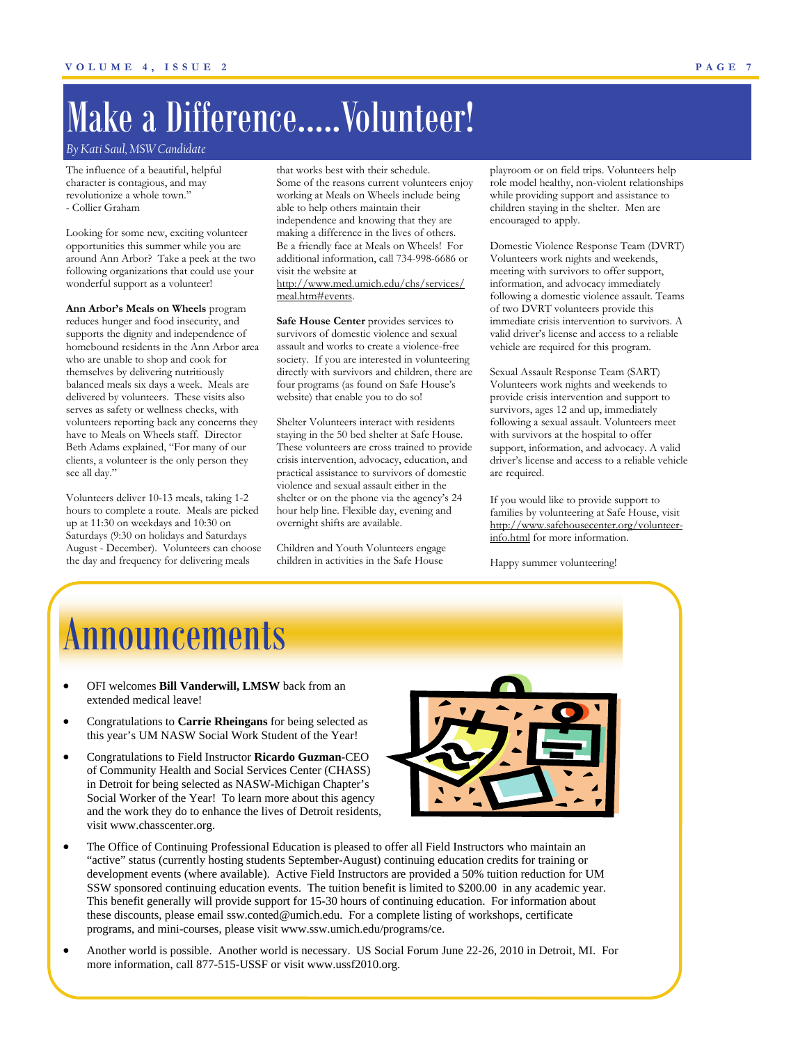# Make a Difference.....Volunteer!

*By Kati Saul, MSW Candidate*

The influence of a beautiful, helpful character is contagious, and may revolutionize a whole town."
- Collier Graham

Looking for some new, exciting volunteer opportunities this summer while you are around Ann Arbor? Take a peek at the two following organizations that could use your wonderful support as a volunteer!

**Ann Arbor's Meals on Wheels** program reduces hunger and food insecurity, and supports the dignity and independence of homebound residents in the Ann Arbor area who are unable to shop and cook for themselves by delivering nutritiously balanced meals six days a week. Meals are delivered by volunteers. These visits also serves as safety or wellness checks, with volunteers reporting back any concerns they have to Meals on Wheels staff. Director Beth Adams explained, "For many of our clients, a volunteer is the only person they see all day."

Volunteers deliver 10-13 meals, taking 1-2 hours to complete a route. Meals are picked up at 11:30 on weekdays and 10:30 on Saturdays (9:30 on holidays and Saturdays August - December). Volunteers can choose the day and frequency for delivering meals that works best with their schedule. Some of the reasons current volunteers enjoy working at Meals on Wheels include being able to help others maintain their independence and knowing that they are making a difference in the lives of others. Be a friendly face at Meals on Wheels! For additional information, call 734-998-6686 or visit the website at http://www.med.umich.edu/chs/services/meal.htm#events.

**Safe House Center** provides services to survivors of domestic violence and sexual assault and works to create a violence-free society. If you are interested in volunteering directly with survivors and children, there are four programs (as found on Safe House's website) that enable you to do so!

Shelter Volunteers interact with residents staying in the 50 bed shelter at Safe House. These volunteers are cross trained to provide crisis intervention, advocacy, education, and practical assistance to survivors of domestic violence and sexual assault either in the shelter or on the phone via the agency's 24 hour help line. Flexible day, evening and overnight shifts are available.

Children and Youth Volunteers engage children in activities in the Safe House playroom or on field trips. Volunteers help role model healthy, non-violent relationships while providing support and assistance to children staying in the shelter. Men are encouraged to apply.

Domestic Violence Response Team (DVRT) Volunteers work nights and weekends, meeting with survivors to offer support, information, and advocacy immediately following a domestic violence assault. Teams of two DVRT volunteers provide this immediate crisis intervention to survivors. A valid driver's license and access to a reliable vehicle are required for this program.

Sexual Assault Response Team (SART) Volunteers work nights and weekends to provide crisis intervention and support to survivors, ages 12 and up, immediately following a sexual assault. Volunteers meet with survivors at the hospital to offer support, information, and advocacy. A valid driver's license and access to a reliable vehicle are required.

If you would like to provide support to families by volunteering at Safe House, visit http://www.safehousecenter.org/volunteer-info.html for more information.

Happy summer volunteering!

# Announcements

- OFI welcomes **Bill Vanderwill, LMSW** back from an extended medical leave!
- Congratulations to **Carrie Rheingans** for being selected as this year's UM NASW Social Work Student of the Year!
- Congratulations to Field Instructor **Ricardo Guzman**-CEO of Community Health and Social Services Center (CHASS) in Detroit for being selected as NASW-Michigan Chapter's Social Worker of the Year! To learn more about this agency and the work they do to enhance the lives of Detroit residents, visit www.chasscenter.org.
- The Office of Continuing Professional Education is pleased to offer all Field Instructors who maintain an "active" status (currently hosting students September-August) continuing education credits for training or development events (where available). Active Field Instructors are provided a 50% tuition reduction for UM SSW sponsored continuing education events. The tuition benefit is limited to $200.00 in any academic year. This benefit generally will provide support for 15-30 hours of continuing education. For information about these discounts, please email ssw.conted@umich.edu. For a complete listing of workshops, certificate programs, and mini-courses, please visit www.ssw.umich.edu/programs/ce.
- Another world is possible. Another world is necessary. US Social Forum June 22-26, 2010 in Detroit, MI. For more information, call 877-515-USSF or visit www.ussf2010.org.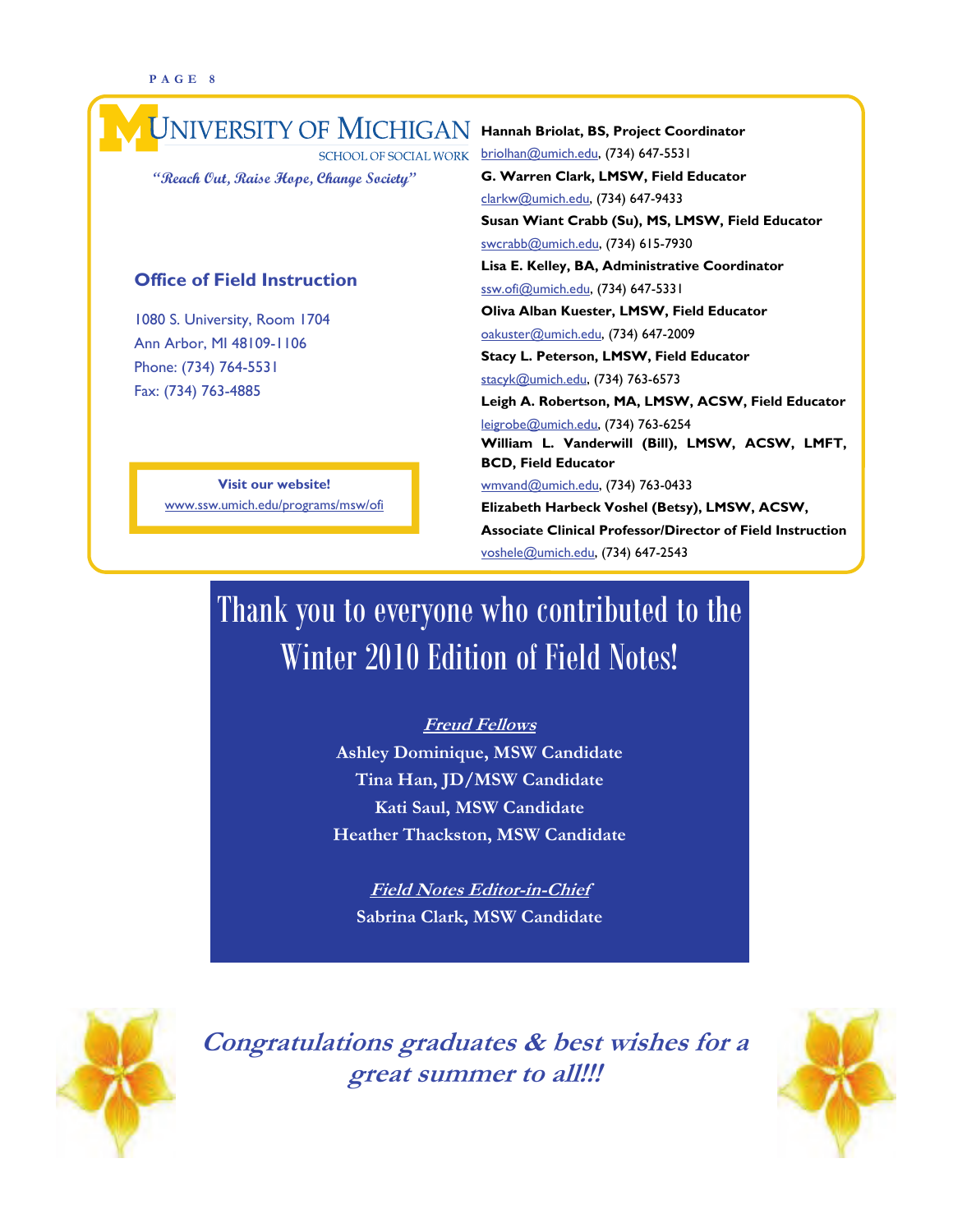**UNIVERSITY OF MICHIGAN**
SCHOOL OF SOCIAL WORK

*"Reach Out, Raise Hope, Change Society"*

## Office of Field Instruction

1080 S. University, Room 1704
Ann Arbor, MI 48109-1106
Phone: (734) 764-5531
Fax: (734) 763-4885

**Visit our website!**
www.ssw.umich.edu/programs/msw/ofi

**Hannah Briolat, BS, Project Coordinator**
briolhan@umich.edu, (734) 647-5531

**G. Warren Clark, LMSW, Field Educator**
clarkw@umich.edu, (734) 647-9433

**Susan Wiant Crabb (Su), MS, LMSW, Field Educator**
swcrabb@umich.edu, (734) 615-7930

**Lisa E. Kelley, BA, Administrative Coordinator**
ssw.ofi@umich.edu, (734) 647-5331

**Oliva Alban Kuester, LMSW, Field Educator**
oakuster@umich.edu, (734) 647-2009

**Stacy L. Peterson, LMSW, Field Educator**
stacyk@umich.edu, (734) 763-6573

**Leigh A. Robertson, MA, LMSW, ACSW, Field Educator**
leigrobe@umich.edu, (734) 763-6254

**William L. Vanderwill (Bill), LMSW, ACSW, LMFT, BCD, Field Educator**
wmvand@umich.edu, (734) 763-0433

**Elizabeth Harbeck Voshel (Betsy), LMSW, ACSW, Associate Clinical Professor/Director of Field Instruction**
voshele@umich.edu, (734) 647-2543

# Thank you to everyone who contributed to the Winter 2010 Edition of Field Notes!

***Freud Fellows***

**Ashley Dominique, MSW Candidate**
**Tina Han, JD/MSW Candidate**
**Kati Saul, MSW Candidate**
**Heather Thackston, MSW Candidate**

***Field Notes Editor-in-Chief***

**Sabrina Clark, MSW Candidate**

***Congratulations graduates & best wishes for a great summer to all!!!***